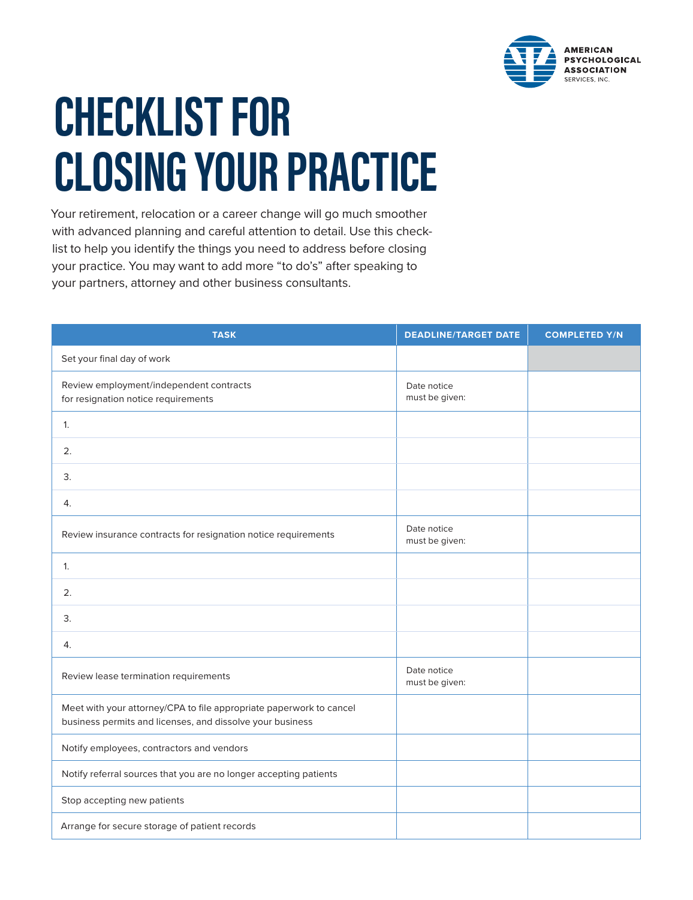AMERICAN PSYCHOLOGICAL ASSOCIATION SERVICES, INC.

# CHECKLIST FOR CLOSING YOUR PRACTICE

Your retirement, relocation or a career change will go much smoother with advanced planning and careful attention to detail. Use this checklist to help you identify the things you need to address before closing your practice. You may want to add more "to do's" after speaking to your partners, attorney and other business consultants.

| TASK | DEADLINE/TARGET DATE | COMPLETED Y/N |
|---|---|---|
| Set your final day of work | | |
| Review employment/independent contracts for resignation notice requirements | Date notice must be given: | |
| 1. | | |
| 2. | | |
| 3. | | |
| 4. | | |
| Review insurance contracts for resignation notice requirements | Date notice must be given: | |
| 1. | | |
| 2. | | |
| 3. | | |
| 4. | | |
| Review lease termination requirements | Date notice must be given: | |
| Meet with your attorney/CPA to file appropriate paperwork to cancel business permits and licenses, and dissolve your business | | |
| Notify employees, contractors and vendors | | |
| Notify referral sources that you are no longer accepting patients | | |
| Stop accepting new patients | | |
| Arrange for secure storage of patient records | | |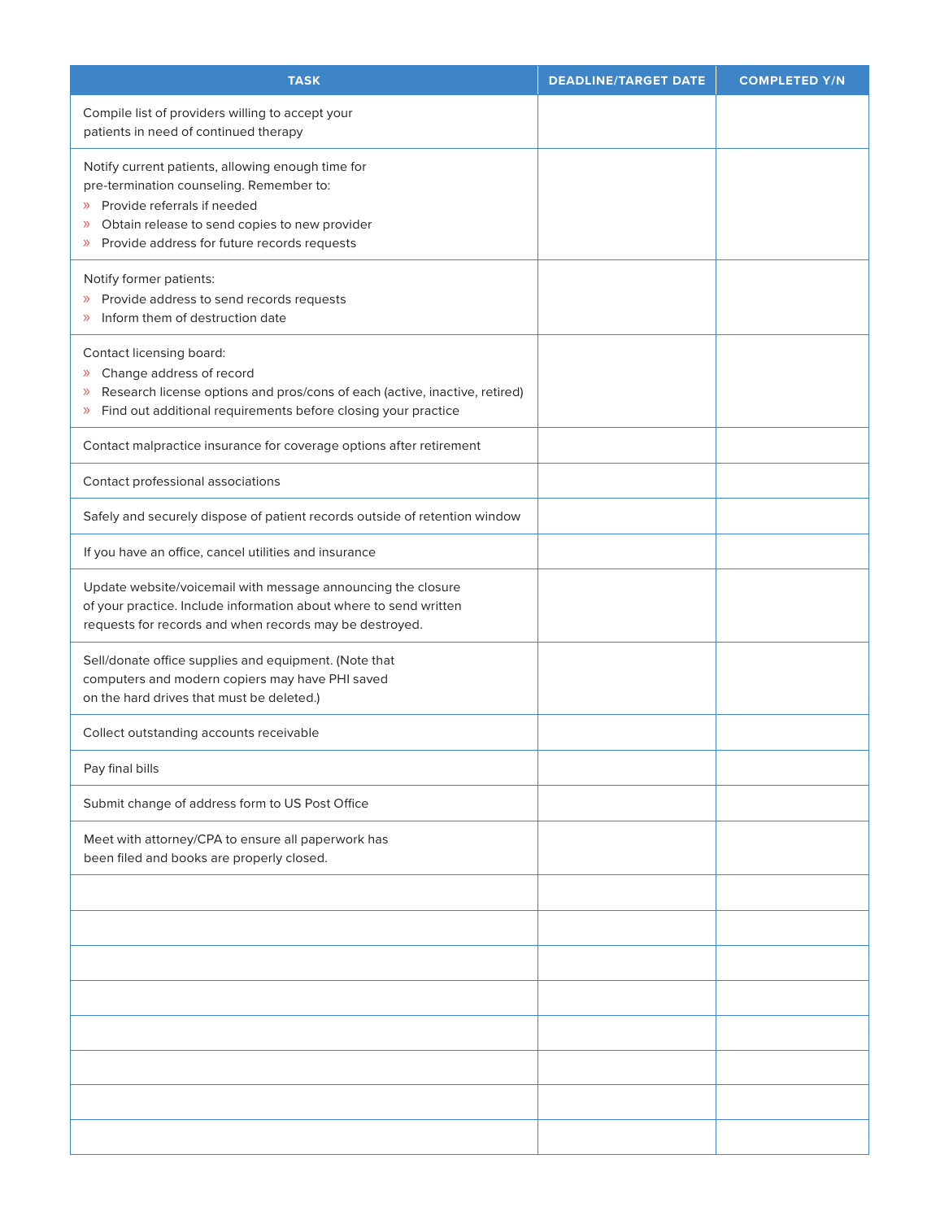| TASK | DEADLINE/TARGET DATE | COMPLETED Y/N |
| --- | --- | --- |
| Compile list of providers willing to accept your patients in need of continued therapy | | |
| Notify current patients, allowing enough time for pre-termination counseling. Remember to:<br>» Provide referrals if needed<br>» Obtain release to send copies to new provider<br>» Provide address for future records requests | | |
| Notify former patients:<br>» Provide address to send records requests<br>» Inform them of destruction date | | |
| Contact licensing board:<br>» Change address of record<br>» Research license options and pros/cons of each (active, inactive, retired)<br>» Find out additional requirements before closing your practice | | |
| Contact malpractice insurance for coverage options after retirement | | |
| Contact professional associations | | |
| Safely and securely dispose of patient records outside of retention window | | |
| If you have an office, cancel utilities and insurance | | |
| Update website/voicemail with message announcing the closure of your practice. Include information about where to send written requests for records and when records may be destroyed. | | |
| Sell/donate office supplies and equipment. (Note that computers and modern copiers may have PHI saved on the hard drives that must be deleted.) | | |
| Collect outstanding accounts receivable | | |
| Pay final bills | | |
| Submit change of address form to US Post Office | | |
| Meet with attorney/CPA to ensure all paperwork has been filed and books are properly closed. | | |
| | | |
| | | |
| | | |
| | | |
| | | |
| | | |
| | | |
| | | |